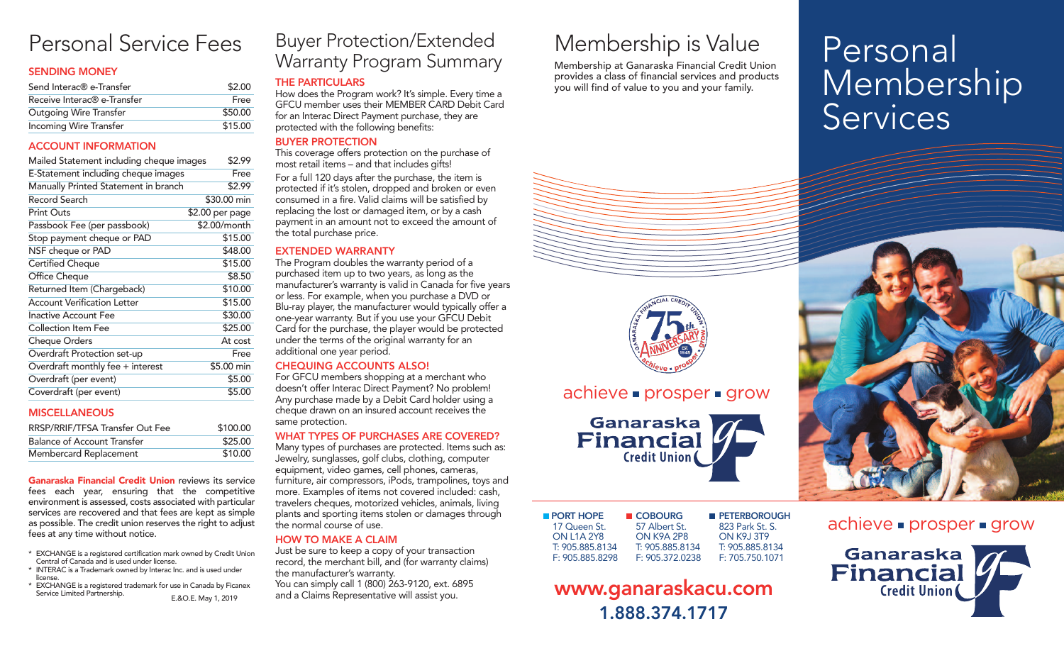# Personal Service Fees

## SENDING MONEY

| | |
|---|---|
| Send Interac® e-Transfer | $2.00 |
| Receive Interac® e-Transfer | Free |
| Outgoing Wire Transfer | $50.00 |
| Incoming Wire Transfer | $15.00 |

## ACCOUNT INFORMATION

| | |
|---|---|
| Mailed Statement including cheque images | $2.99 |
| E-Statement including cheque images | Free |
| Manually Printed Statement in branch | $2.99 |
| Record Search | $30.00 min |
| Print Outs | $2.00 per page |
| Passbook Fee (per passbook) | $2.00/month |
| Stop payment cheque or PAD | $15.00 |
| NSF cheque or PAD | $48.00 |
| Certified Cheque | $15.00 |
| Office Cheque | $8.50 |
| Returned Item (Chargeback) | $10.00 |
| Account Verification Letter | $15.00 |
| Inactive Account Fee | $30.00 |
| Collection Item Fee | $25.00 |
| Cheque Orders | At cost |
| Overdraft Protection set-up | Free |
| Overdraft monthly fee + interest | $5.00 min |
| Overdraft (per event) | $5.00 |
| Coverdraft (per event) | $5.00 |

## MISCELLANEOUS

| | |
|---|---|
| RRSP/RRIF/TFSA Transfer Out Fee | $100.00 |
| Balance of Account Transfer | $25.00 |
| Membercard Replacement | $10.00 |

**Ganaraska Financial Credit Union** reviews its service fees each year, ensuring that the competitive environment is assessed, costs associated with particular services are recovered and that fees are kept as simple as possible. The credit union reserves the right to adjust fees at any time without notice.

* EXCHANGE is a registered certification mark owned by Credit Union Central of Canada and is used under license.
* INTERAC is a Trademark owned by Interac Inc. and is used under license.
* EXCHANGE is a registered trademark for use in Canada by Ficanex Service Limited Partnership.

E.&O.E. May 1, 2019

# Buyer Protection/Extended Warranty Program Summary

## THE PARTICULARS

How does the Program work? It's simple. Every time a GFCU member uses their MEMBER CARD Debit Card for an Interac Direct Payment purchase, they are protected with the following benefits:

## BUYER PROTECTION

This coverage offers protection on the purchase of most retail items – and that includes gifts!

For a full 120 days after the purchase, the item is protected if it's stolen, dropped and broken or even consumed in a fire. Valid claims will be satisfied by replacing the lost or damaged item, or by a cash payment in an amount not to exceed the amount of the total purchase price.

## EXTENDED WARRANTY

The Program doubles the warranty period of a purchased item up to two years, as long as the manufacturer's warranty is valid in Canada for five years or less. For example, when you purchase a DVD or Blu-ray player, the manufacturer would typically offer a one-year warranty. But if you use your GFCU Debit Card for the purchase, the player would be protected under the terms of the original warranty for an additional one year period.

## CHEQUING ACCOUNTS ALSO!

For GFCU members shopping at a merchant who doesn't offer Interac Direct Payment? No problem! Any purchase made by a Debit Card holder using a cheque drawn on an insured account receives the same protection.

## WHAT TYPES OF PURCHASES ARE COVERED?

Many types of purchases are protected. Items such as: Jewelry, sunglasses, golf clubs, clothing, computer equipment, video games, cell phones, cameras, furniture, air compressors, iPods, trampolines, toys and more. Examples of items not covered included: cash, travelers cheques, motorized vehicles, animals, living plants and sporting items stolen or damages through the normal course of use.

## HOW TO MAKE A CLAIM

Just be sure to keep a copy of your transaction record, the merchant bill, and (for warranty claims) the manufacturer's warranty.

You can simply call 1 (800) 263-9120, ext. 6895 and a Claims Representative will assist you.

# Membership is Value

Membership at Ganaraska Financial Credit Union provides a class of financial services and products you will find of value to you and your family.

achieve ▪ prosper ▪ grow

Ganaraska Financial Credit Union

**PORT HOPE**
17 Queen St.
ON L1A 2Y8
T: 905.885.8134
F: 905.885.8298

**COBOURG**
57 Albert St.
ON K9A 2P8
T: 905.885.8134
F: 905.372.0238

**PETERBOROUGH**
823 Park St. S.
ON K9J 3T9
T: 905.885.8134
F: 705.750.1071

**www.ganaraskacu.com**

**1.888.374.1717**

# Personal Membership Services

achieve ▪ prosper ▪ grow

Ganaraska Financial Credit Union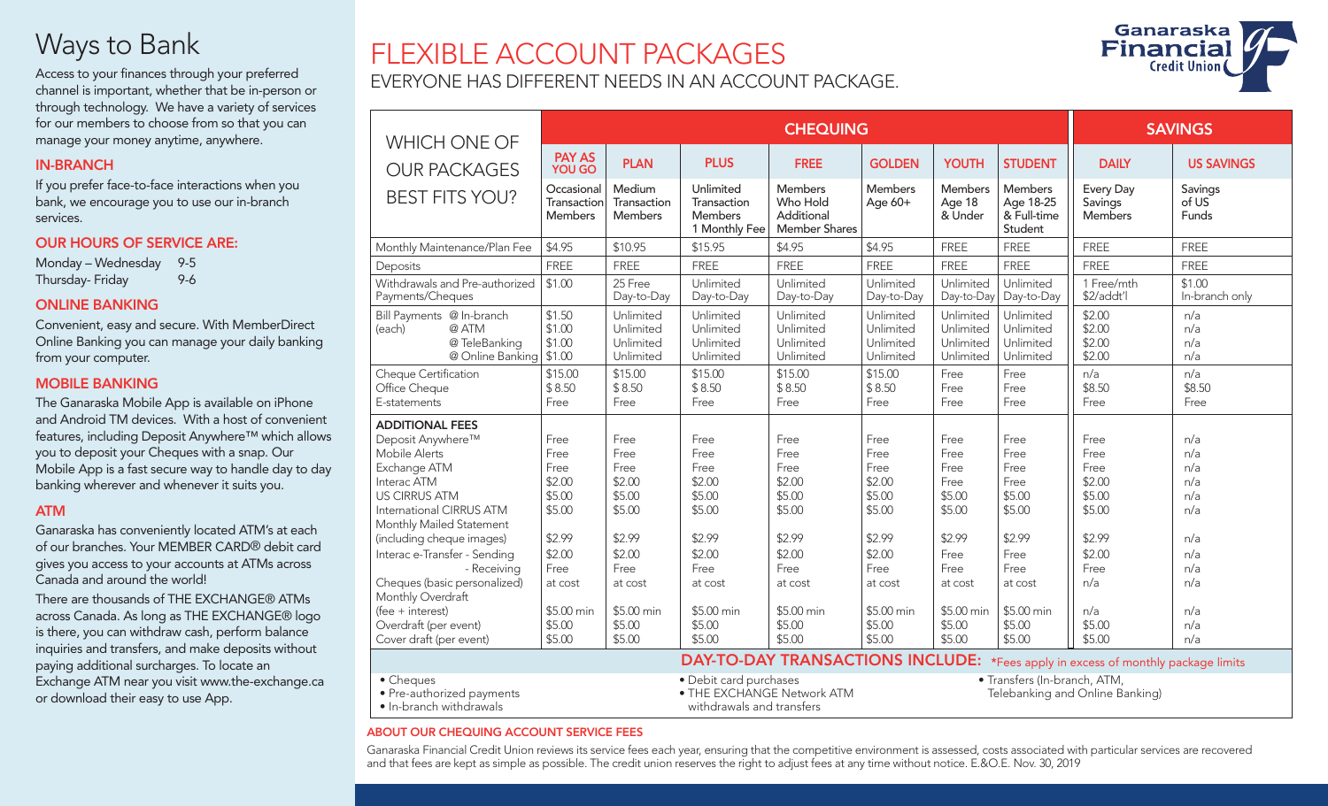# Ways to Bank

Access to your finances through your preferred channel is important, whether that be in-person or through technology. We have a variety of services for our members to choose from so that you can manage your money anytime, anywhere.

## IN-BRANCH

If you prefer face-to-face interactions when you bank, we encourage you to use our in-branch services.

## OUR HOURS OF SERVICE ARE:

Monday – Wednesday 9-5
Thursday- Friday 9-6

## ONLINE BANKING

Convenient, easy and secure. With MemberDirect Online Banking you can manage your daily banking from your computer.

## MOBILE BANKING

The Ganaraska Mobile App is available on iPhone and Android TM devices. With a host of convenient features, including Deposit Anywhere™ which allows you to deposit your Cheques with a snap. Our Mobile App is a fast secure way to handle day to day banking wherever and whenever it suits you.

## ATM

Ganaraska has conveniently located ATM's at each of our branches. Your MEMBER CARD® debit card gives you access to your accounts at ATMs across Canada and around the world!

There are thousands of THE EXCHANGE® ATMs across Canada. As long as THE EXCHANGE® logo is there, you can withdraw cash, perform balance inquiries and transfers, and make deposits without paying additional surcharges. To locate an Exchange ATM near you visit www.the-exchange.ca or download their easy to use App.

# FLEXIBLE ACCOUNT PACKAGES

EVERYONE HAS DIFFERENT NEEDS IN AN ACCOUNT PACKAGE.

Ganaraska Financial Credit Union

| WHICH ONE OF OUR PACKAGES BEST FITS YOU? | CHEQUING | | | | | | | SAVINGS | |
|---|---|---|---|---|---|---|---|---|---|
| | PAY AS YOU GO | PLAN | PLUS | FREE | GOLDEN | YOUTH | STUDENT | DAILY | US SAVINGS |
| | Occasional Transaction Members | Medium Transaction Members | Unlimited Transaction Members 1 Monthly Fee | Members Who Hold Additional Member Shares | Members Age 60+ | Members Age 18 & Under | Members Age 18-25 & Full-time Student | Every Day Savings Members | Savings of US Funds |
| Monthly Maintenance/Plan Fee | $4.95 | $10.95 | $15.95 | $4.95 | $4.95 | FREE | FREE | FREE | FREE |
| Deposits | FREE | FREE | FREE | FREE | FREE | FREE | FREE | FREE | FREE |
| Withdrawals and Pre-authorized Payments/Cheques | $1.00 | 25 Free Day-to-Day | Unlimited Day-to-Day | Unlimited Day-to-Day | Unlimited Day-to-Day | Unlimited Day-to-Day | Unlimited Day-to-Day | 1 Free/mth $2/addt'l | $1.00 In-branch only |
| Bill Payments (each) @ In-branch | $1.50 | Unlimited | Unlimited | Unlimited | Unlimited | Unlimited | Unlimited | $2.00 | n/a |
| @ ATM | $1.00 | Unlimited | Unlimited | Unlimited | Unlimited | Unlimited | Unlimited | $2.00 | n/a |
| @ TeleBanking | $1.00 | Unlimited | Unlimited | Unlimited | Unlimited | Unlimited | Unlimited | $2.00 | n/a |
| @ Online Banking | $1.00 | Unlimited | Unlimited | Unlimited | Unlimited | Unlimited | Unlimited | $2.00 | n/a |
| Cheque Certification | $15.00 | $15.00 | $15.00 | $15.00 | $15.00 | Free | Free | n/a | n/a |
| Office Cheque | $ 8.50 | $ 8.50 | $ 8.50 | $ 8.50 | $ 8.50 | Free | Free | $8.50 | $8.50 |
| E-statements | Free | Free | Free | Free | Free | Free | Free | Free | Free |
| **ADDITIONAL FEES** | | | | | | | | | |
| Deposit Anywhere™ | Free | Free | Free | Free | Free | Free | Free | Free | n/a |
| Mobile Alerts | Free | Free | Free | Free | Free | Free | Free | Free | n/a |
| Exchange ATM | Free | Free | Free | Free | Free | Free | Free | Free | n/a |
| Interac ATM | $2.00 | $2.00 | $2.00 | $2.00 | $2.00 | Free | Free | $2.00 | n/a |
| US CIRRUS ATM | $5.00 | $5.00 | $5.00 | $5.00 | $5.00 | $5.00 | $5.00 | $5.00 | n/a |
| International CIRRUS ATM | $5.00 | $5.00 | $5.00 | $5.00 | $5.00 | $5.00 | $5.00 | $5.00 | n/a |
| Monthly Mailed Statement (including cheque images) | $2.99 | $2.99 | $2.99 | $2.99 | $2.99 | $2.99 | $2.99 | $2.99 | n/a |
| Interac e-Transfer - Sending | $2.00 | $2.00 | $2.00 | $2.00 | $2.00 | Free | Free | $2.00 | n/a |
| Interac e-Transfer - Receiving | Free | Free | Free | Free | Free | Free | Free | Free | n/a |
| Cheques (basic personalized) | at cost | at cost | at cost | at cost | at cost | at cost | at cost | n/a | n/a |
| Monthly Overdraft (fee + interest) | $5.00 min | $5.00 min | $5.00 min | $5.00 min | $5.00 min | $5.00 min | $5.00 min | n/a | n/a |
| Overdraft (per event) | $5.00 | $5.00 | $5.00 | $5.00 | $5.00 | $5.00 | $5.00 | $5.00 | n/a |
| Cover draft (per event) | $5.00 | $5.00 | $5.00 | $5.00 | $5.00 | $5.00 | $5.00 | $5.00 | n/a |

**DAY-TO-DAY TRANSACTIONS INCLUDE:** *Fees apply in excess of monthly package limits

- Cheques
- Pre-authorized payments
- In-branch withdrawals
- Debit card purchases
- THE EXCHANGE Network ATM withdrawals and transfers
- Transfers (In-branch, ATM, Telebanking and Online Banking)

## ABOUT OUR CHEQUING ACCOUNT SERVICE FEES

Ganaraska Financial Credit Union reviews its service fees each year, ensuring that the competitive environment is assessed, costs associated with particular services are recovered and that fees are kept as simple as possible. The credit union reserves the right to adjust fees at any time without notice. E.&O.E. Nov. 30, 2019